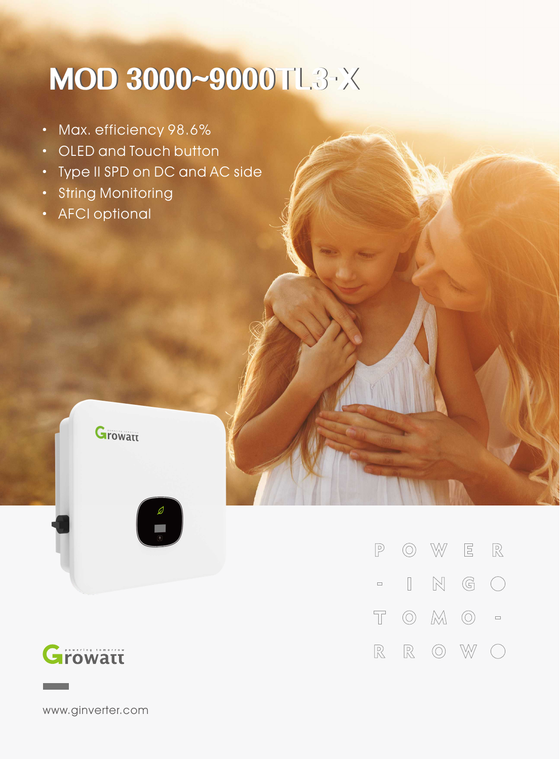# MOD 3000~9000TL3-X

- Max. efficiency 98.6%
- OLED and Touch button
- Type II SPD on DC and AC side
- String Monitoring
- AFCI optional

POWER-INGO TOMO-RROWO

Growatt

www.ginverter.com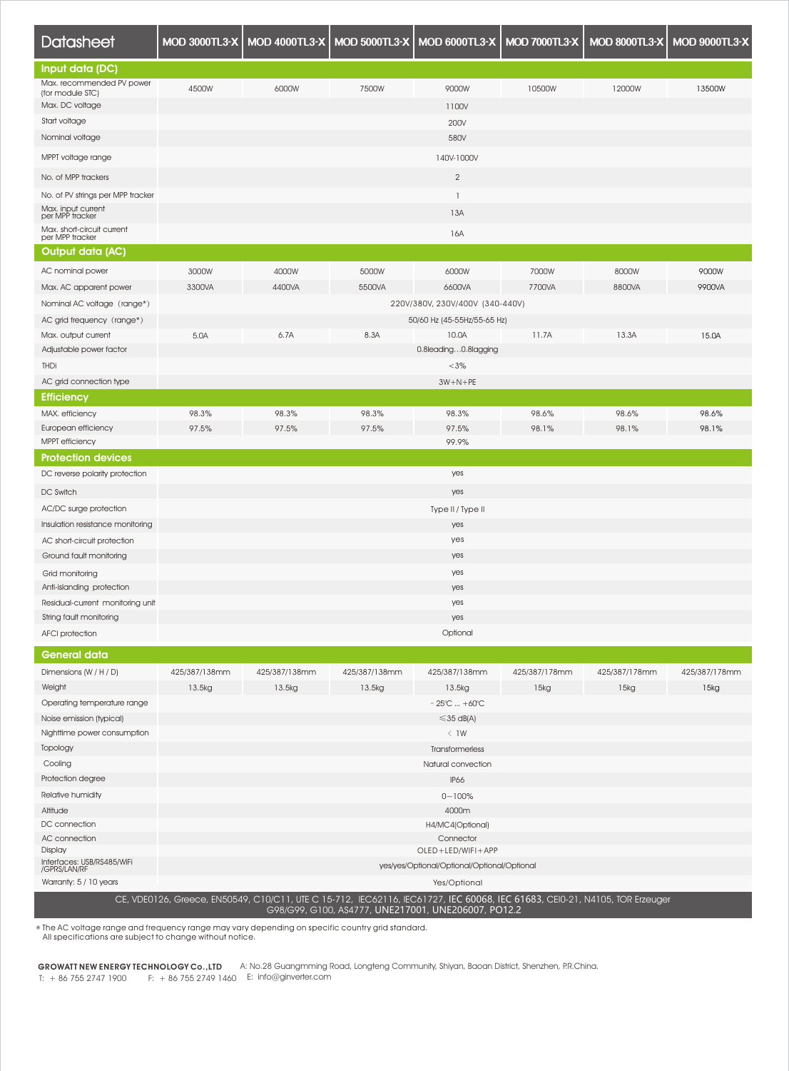| Datasheet | MOD 3000TL3-X | MOD 4000TL3-X | MOD 5000TL3-X | MOD 6000TL3-X | MOD 7000TL3-X | MOD 8000TL3-X | MOD 9000TL3-X |
|---|---|---|---|---|---|---|---|
| **Input data (DC)** | | | | | | | |
| Max. recommended PV power (for module STC) | 4500W | 6000W | 7500W | 9000W | 10500W | 12000W | 13500W |
| Max. DC voltage | 1100V | | | | | | |
| Start voltage | 200V | | | | | | |
| Nominal voltage | 580V | | | | | | |
| MPPT voltage range | 140V-1000V | | | | | | |
| No. of MPP trackers | 2 | | | | | | |
| No. of PV strings per MPP tracker | 1 | | | | | | |
| Max. input current per MPP tracker | 13A | | | | | | |
| Max. short-circuit current per MPP tracker | 16A | | | | | | |
| **Output data (AC)** | | | | | | | |
| AC nominal power | 3000W | 4000W | 5000W | 6000W | 7000W | 8000W | 9000W |
| Max. AC apparent power | 3300VA | 4400VA | 5500VA | 6600VA | 7700VA | 8800VA | 9900VA |
| Nominal AC voltage (range*) | 220V/380V, 230V/400V (340-440V) | | | | | | |
| AC grid frequency (range*) | 50/60 Hz (45-55Hz/55-65 Hz) | | | | | | |
| Max. output current | 5.0A | 6.7A | 8.3A | 10.0A | 11.7A | 13.3A | 15.0A |
| Adjustable power factor | 0.8leading…0.8lagging | | | | | | |
| THDi | <3% | | | | | | |
| AC grid connection type | 3W+N+PE | | | | | | |
| **Efficiency** | | | | | | | |
| MAX. efficiency | 98.3% | 98.3% | 98.3% | 98.3% | 98.6% | 98.6% | 98.6% |
| European efficiency | 97.5% | 97.5% | 97.5% | 97.5% | 98.1% | 98.1% | 98.1% |
| MPPT efficiency | 99.9% | | | | | | |
| **Protection devices** | | | | | | | |
| DC reverse polarity protection | yes | | | | | | |
| DC Switch | yes | | | | | | |
| AC/DC surge protection | Type II / Type II | | | | | | |
| Insulation resistance monitoring | yes | | | | | | |
| AC short-circuit protection | yes | | | | | | |
| Ground fault monitoring | yes | | | | | | |
| Grid monitoring | yes | | | | | | |
| Anti-islanding protection | yes | | | | | | |
| Residual-current monitoring unit | yes | | | | | | |
| String fault monitoring | yes | | | | | | |
| AFCI protection | Optional | | | | | | |
| **General data** | | | | | | | |
| Dimensions (W / H / D) | 425/387/138mm | 425/387/138mm | 425/387/138mm | 425/387/138mm | 425/387/178mm | 425/387/178mm | 425/387/178mm |
| Weight | 13.5kg | 13.5kg | 13.5kg | 13.5kg | 15kg | 15kg | 15kg |
| Operating temperature range | - 25°C ... +60°C | | | | | | |
| Noise emission (typical) | ≤35 dB(A) | | | | | | |
| Nighttime power consumption | < 1W | | | | | | |
| Topology | Transformerless | | | | | | |
| Cooling | Natural convection | | | | | | |
| Protection degree | IP66 | | | | | | |
| Relative humidity | 0~100% | | | | | | |
| Altitude | 4000m | | | | | | |
| DC connection | H4/MC4(Optional) | | | | | | |
| AC connection | Connector | | | | | | |
| Display | OLED+LED/WIFI+APP | | | | | | |
| Interfaces: USB/RS485/WiFi/GPRS/LAN/RF | yes/yes/Optional/Optional/Optional/Optional | | | | | | |
| Warranty: 5 / 10 years | Yes/Optional | | | | | | |

CE, VDE0126, Greece, EN50549, C10/C11, UTE C 15-712, IEC62116, IEC61727, IEC 60068, IEC 61683, CEI0-21, N4105, TOR Erzeuger G98/G99, G100, AS4777, UNE217001, UNE206007, PO12.2

* The AC voltage range and frequency range may vary depending on specific country grid standard.
All specifications are subject to change without notice.

**GROWATT NEW ENERGY TECHNOLOGY Co.,LTD** A: No.28 Guangmming Road, Longteng Community, Shiyan, Baoan District, Shenzhen, P.R.China.
T: + 86 755 2747 1900 F: + 86 755 2749 1460 E: info@ginverter.com